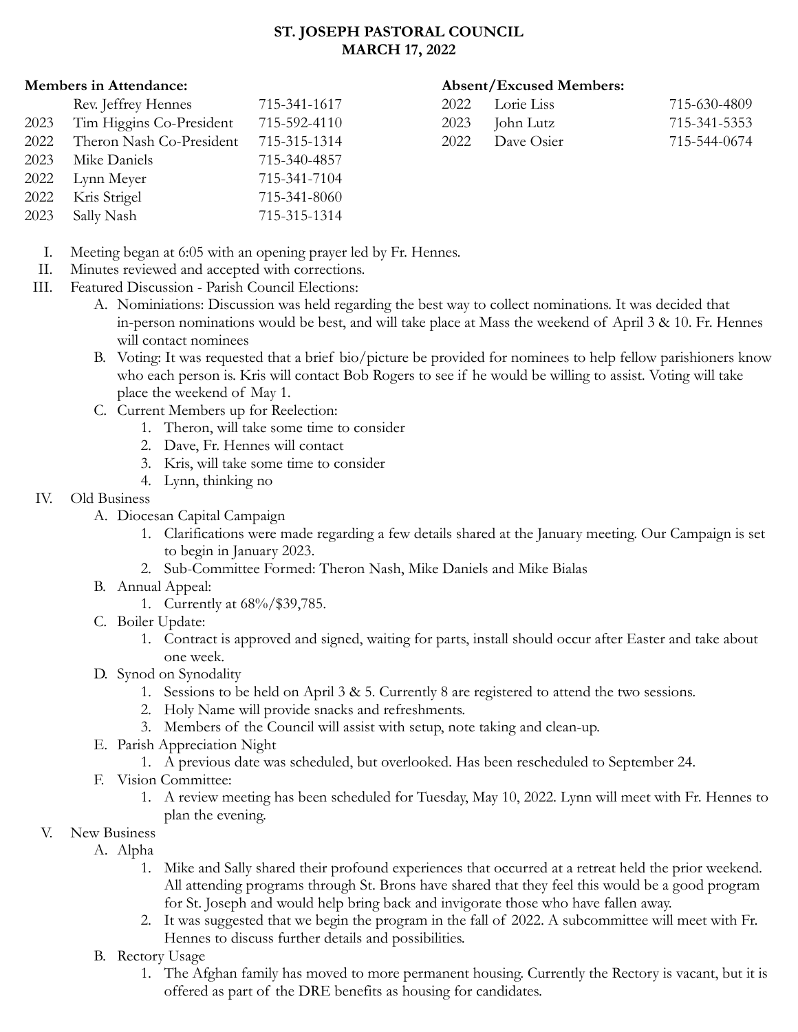# ST. JOSEPH PASTORAL COUNCIL
## MARCH 17, 2022

**Members in Attendance:**

| | | |
|---|---|---|
| | Rev. Jeffrey Hennes | 715-341-1617 |
| 2023 | Tim Higgins Co-President | 715-592-4110 |
| 2022 | Theron Nash Co-President | 715-315-1314 |
| 2023 | Mike Daniels | 715-340-4857 |
| 2022 | Lynn Meyer | 715-341-7104 |
| 2022 | Kris Strigel | 715-341-8060 |
| 2023 | Sally Nash | 715-315-1314 |

**Absent/Excused Members:**

| | | |
|---|---|---|
| 2022 | Lorie Liss | 715-630-4809 |
| 2023 | John Lutz | 715-341-5353 |
| 2022 | Dave Osier | 715-544-0674 |

I. Meeting began at 6:05 with an opening prayer led by Fr. Hennes.

II. Minutes reviewed and accepted with corrections.

III. Featured Discussion - Parish Council Elections:
   - A. Nominiations: Discussion was held regarding the best way to collect nominations. It was decided that in-person nominations would be best, and will take place at Mass the weekend of April 3 & 10. Fr. Hennes will contact nominees
   - B. Voting: It was requested that a brief bio/picture be provided for nominees to help fellow parishioners know who each person is. Kris will contact Bob Rogers to see if he would be willing to assist. Voting will take place the weekend of May 1.
   - C. Current Members up for Reelection:
     1. Theron, will take some time to consider
     2. Dave, Fr. Hennes will contact
     3. Kris, will take some time to consider
     4. Lynn, thinking no

IV. Old Business
   - A. Diocesan Capital Campaign
     1. Clarifications were made regarding a few details shared at the January meeting. Our Campaign is set to begin in January 2023.
     2. Sub-Committee Formed: Theron Nash, Mike Daniels and Mike Bialas
   - B. Annual Appeal:
     1. Currently at 68%/$39,785.
   - C. Boiler Update:
     1. Contract is approved and signed, waiting for parts, install should occur after Easter and take about one week.
   - D. Synod on Synodality
     1. Sessions to be held on April 3 & 5. Currently 8 are registered to attend the two sessions.
     2. Holy Name will provide snacks and refreshments.
     3. Members of the Council will assist with setup, note taking and clean-up.
   - E. Parish Appreciation Night
     1. A previous date was scheduled, but overlooked. Has been rescheduled to September 24.
   - F. Vision Committee:
     1. A review meeting has been scheduled for Tuesday, May 10, 2022. Lynn will meet with Fr. Hennes to plan the evening.

V. New Business
   - A. Alpha
     1. Mike and Sally shared their profound experiences that occurred at a retreat held the prior weekend. All attending programs through St. Brons have shared that they feel this would be a good program for St. Joseph and would help bring back and invigorate those who have fallen away.
     2. It was suggested that we begin the program in the fall of 2022. A subcommittee will meet with Fr. Hennes to discuss further details and possibilities.
   - B. Rectory Usage
     1. The Afghan family has moved to more permanent housing. Currently the Rectory is vacant, but it is offered as part of the DRE benefits as housing for candidates.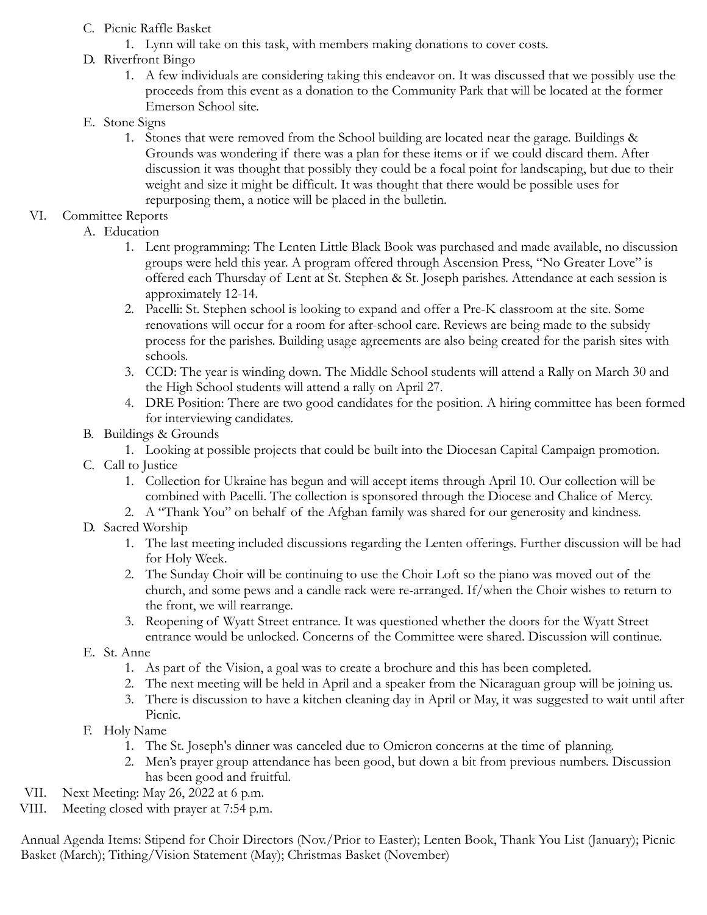C. Picnic Raffle Basket
   1. Lynn will take on this task, with members making donations to cover costs.

D. Riverfront Bingo
   1. A few individuals are considering taking this endeavor on. It was discussed that we possibly use the proceeds from this event as a donation to the Community Park that will be located at the former Emerson School site.

E. Stone Signs
   1. Stones that were removed from the School building are located near the garage. Buildings & Grounds was wondering if there was a plan for these items or if we could discard them. After discussion it was thought that possibly they could be a focal point for landscaping, but due to their weight and size it might be difficult. It was thought that there would be possible uses for repurposing them, a notice will be placed in the bulletin.

VI. Committee Reports

A. Education
   1. Lent programming: The Lenten Little Black Book was purchased and made available, no discussion groups were held this year. A program offered through Ascension Press, "No Greater Love" is offered each Thursday of Lent at St. Stephen & St. Joseph parishes. Attendance at each session is approximately 12-14.
   2. Pacelli: St. Stephen school is looking to expand and offer a Pre-K classroom at the site. Some renovations will occur for a room for after-school care. Reviews are being made to the subsidy process for the parishes. Building usage agreements are also being created for the parish sites with schools.
   3. CCD: The year is winding down. The Middle School students will attend a Rally on March 30 and the High School students will attend a rally on April 27.
   4. DRE Position: There are two good candidates for the position. A hiring committee has been formed for interviewing candidates.

B. Buildings & Grounds
   1. Looking at possible projects that could be built into the Diocesan Capital Campaign promotion.

C. Call to Justice
   1. Collection for Ukraine has begun and will accept items through April 10. Our collection will be combined with Pacelli. The collection is sponsored through the Diocese and Chalice of Mercy.
   2. A "Thank You" on behalf of the Afghan family was shared for our generosity and kindness.

D. Sacred Worship
   1. The last meeting included discussions regarding the Lenten offerings. Further discussion will be had for Holy Week.
   2. The Sunday Choir will be continuing to use the Choir Loft so the piano was moved out of the church, and some pews and a candle rack were re-arranged. If/when the Choir wishes to return to the front, we will rearrange.
   3. Reopening of Wyatt Street entrance. It was questioned whether the doors for the Wyatt Street entrance would be unlocked. Concerns of the Committee were shared. Discussion will continue.

E. St. Anne
   1. As part of the Vision, a goal was to create a brochure and this has been completed.
   2. The next meeting will be held in April and a speaker from the Nicaraguan group will be joining us.
   3. There is discussion to have a kitchen cleaning day in April or May, it was suggested to wait until after Picnic.

F. Holy Name
   1. The St. Joseph's dinner was canceled due to Omicron concerns at the time of planning.
   2. Men's prayer group attendance has been good, but down a bit from previous numbers. Discussion has been good and fruitful.

VII. Next Meeting: May 26, 2022 at 6 p.m.

VIII. Meeting closed with prayer at 7:54 p.m.

Annual Agenda Items: Stipend for Choir Directors (Nov./Prior to Easter); Lenten Book, Thank You List (January); Picnic Basket (March); Tithing/Vision Statement (May); Christmas Basket (November)